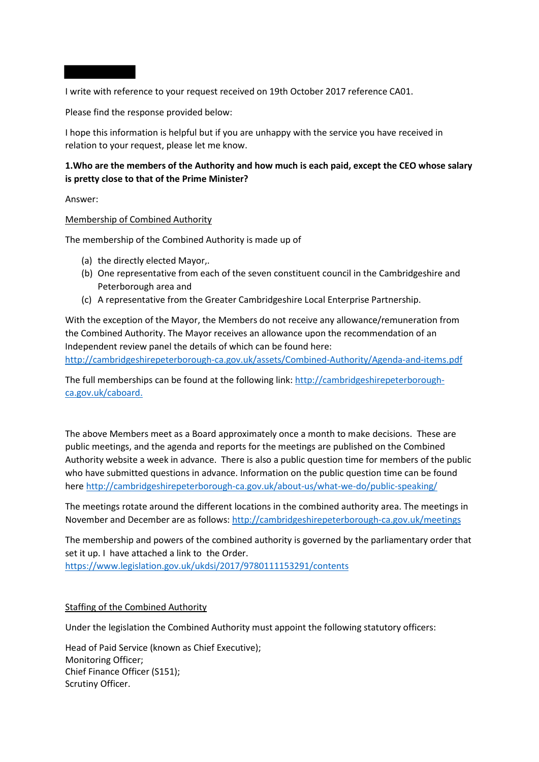I write with reference to your request received on 19th October 2017 reference CA01.

Please find the response provided below:

I hope this information is helpful but if you are unhappy with the service you have received in relation to your request, please let me know.

**1.Who are the members of the Authority and how much is each paid, except the CEO whose salary is pretty close to that of the Prime Minister?**

Answer:

Membership of Combined Authority

The membership of the Combined Authority is made up of

(a) the directly elected Mayor,.
(b) One representative from each of the seven constituent council in the Cambridgeshire and Peterborough area and
(c) A representative from the Greater Cambridgeshire Local Enterprise Partnership.

With the exception of the Mayor, the Members do not receive any allowance/remuneration from the Combined Authority. The Mayor receives an allowance upon the recommendation of an Independent review panel the details of which can be found here: http://cambridgeshirepeterborough-ca.gov.uk/assets/Combined-Authority/Agenda-and-items.pdf

The full memberships can be found at the following link: http://cambridgeshirepeterborough-ca.gov.uk/caboard.

The above Members meet as a Board approximately once a month to make decisions. These are public meetings, and the agenda and reports for the meetings are published on the Combined Authority website a week in advance. There is also a public question time for members of the public who have submitted questions in advance. Information on the public question time can be found here http://cambridgeshirepeterborough-ca.gov.uk/about-us/what-we-do/public-speaking/

The meetings rotate around the different locations in the combined authority area. The meetings in November and December are as follows: http://cambridgeshirepeterborough-ca.gov.uk/meetings

The membership and powers of the combined authority is governed by the parliamentary order that set it up. I have attached a link to the Order. https://www.legislation.gov.uk/ukdsi/2017/9780111153291/contents

Staffing of the Combined Authority

Under the legislation the Combined Authority must appoint the following statutory officers:

Head of Paid Service (known as Chief Executive);
Monitoring Officer;
Chief Finance Officer (S151);
Scrutiny Officer.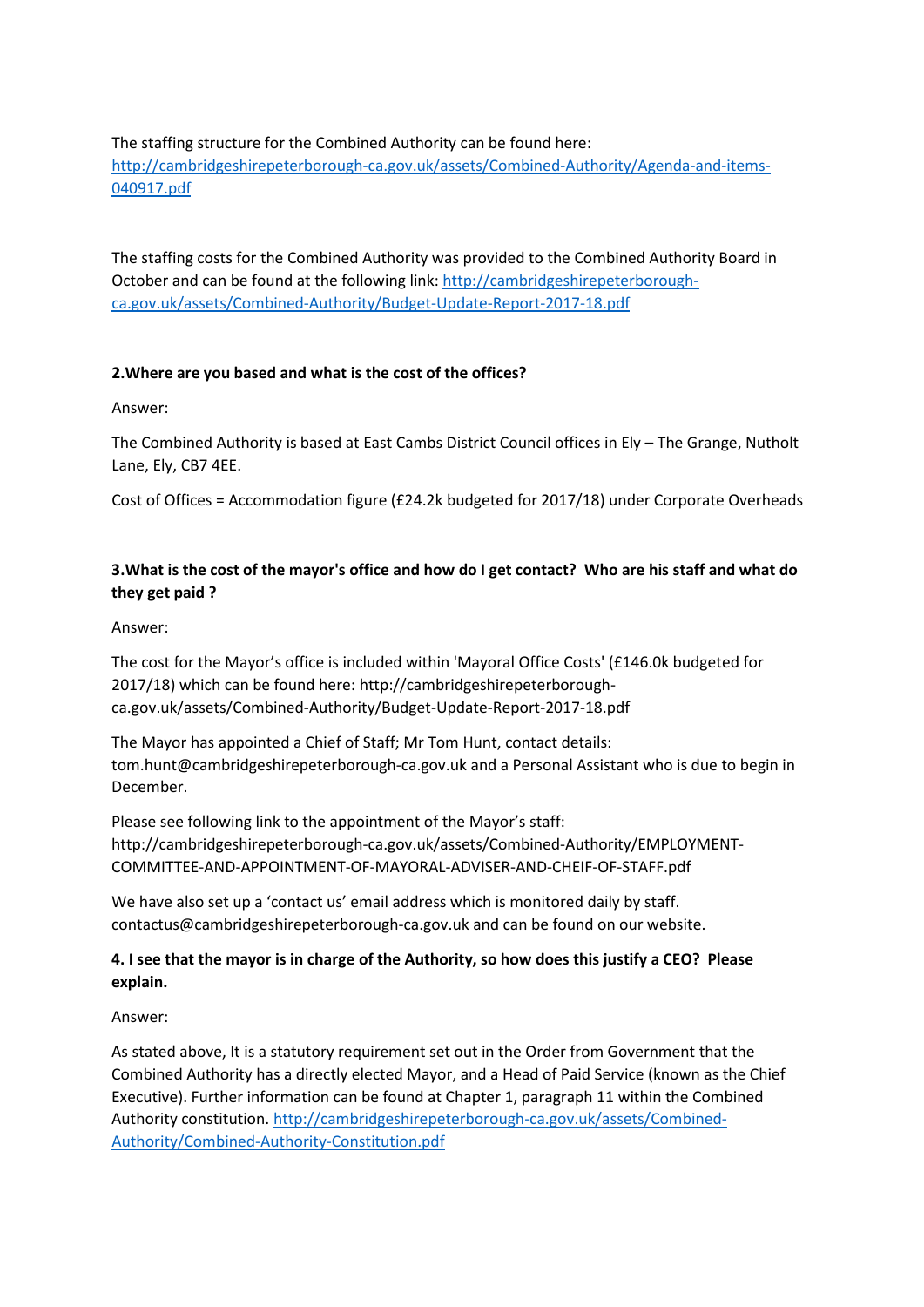The staffing structure for the Combined Authority can be found here: [http://cambridgeshirepeterborough-ca.gov.uk/assets/Combined-Authority/Agenda-and-items-040917.pdf](http://cambridgeshirepeterborough-ca.gov.uk/assets/Combined-Authority/Agenda-and-items-040917.pdf)

The staffing costs for the Combined Authority was provided to the Combined Authority Board in October and can be found at the following link: [http://cambridgeshirepeterborough-ca.gov.uk/assets/Combined-Authority/Budget-Update-Report-2017-18.pdf](http://cambridgeshirepeterborough-ca.gov.uk/assets/Combined-Authority/Budget-Update-Report-2017-18.pdf)

**2.Where are you based and what is the cost of the offices?**

Answer:

The Combined Authority is based at East Cambs District Council offices in Ely – The Grange, Nutholt Lane, Ely, CB7 4EE.

Cost of Offices = Accommodation figure (£24.2k budgeted for 2017/18) under Corporate Overheads

**3.What is the cost of the mayor's office and how do I get contact? Who are his staff and what do they get paid ?**

Answer:

The cost for the Mayor's office is included within 'Mayoral Office Costs' (£146.0k budgeted for 2017/18) which can be found here: http://cambridgeshirepeterborough-ca.gov.uk/assets/Combined-Authority/Budget-Update-Report-2017-18.pdf

The Mayor has appointed a Chief of Staff; Mr Tom Hunt, contact details: tom.hunt@cambridgeshirepeterborough-ca.gov.uk and a Personal Assistant who is due to begin in December.

Please see following link to the appointment of the Mayor's staff: http://cambridgeshirepeterborough-ca.gov.uk/assets/Combined-Authority/EMPLOYMENT-COMMITTEE-AND-APPOINTMENT-OF-MAYORAL-ADVISER-AND-CHEIF-OF-STAFF.pdf

We have also set up a 'contact us' email address which is monitored daily by staff. contactus@cambridgeshirepeterborough-ca.gov.uk and can be found on our website.

**4. I see that the mayor is in charge of the Authority, so how does this justify a CEO? Please explain.**

Answer:

As stated above, It is a statutory requirement set out in the Order from Government that the Combined Authority has a directly elected Mayor, and a Head of Paid Service (known as the Chief Executive). Further information can be found at Chapter 1, paragraph 11 within the Combined Authority constitution. [http://cambridgeshirepeterborough-ca.gov.uk/assets/Combined-Authority/Combined-Authority-Constitution.pdf](http://cambridgeshirepeterborough-ca.gov.uk/assets/Combined-Authority/Combined-Authority-Constitution.pdf)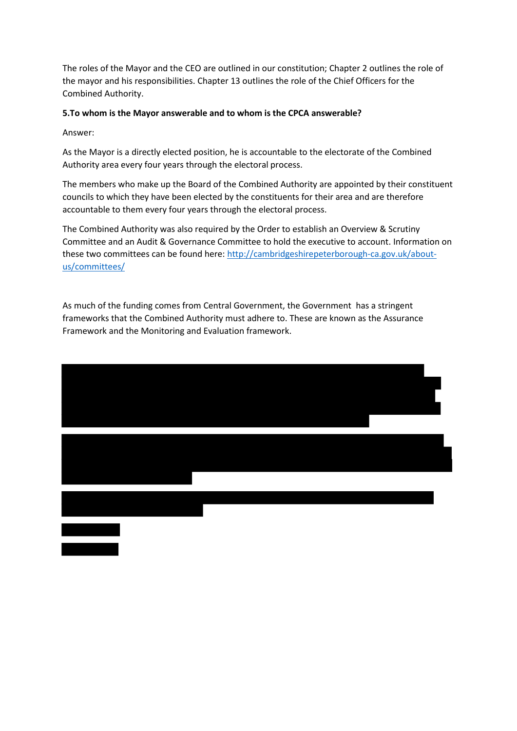The roles of the Mayor and the CEO are outlined in our constitution; Chapter 2 outlines the role of the mayor and his responsibilities. Chapter 13 outlines the role of the Chief Officers for the Combined Authority.

**5.To whom is the Mayor answerable and to whom is the CPCA answerable?**

Answer:

As the Mayor is a directly elected position, he is accountable to the electorate of the Combined Authority area every four years through the electoral process.

The members who make up the Board of the Combined Authority are appointed by their constituent councils to which they have been elected by the constituents for their area and are therefore accountable to them every four years through the electoral process.

The Combined Authority was also required by the Order to establish an Overview & Scrutiny Committee and an Audit & Governance Committee to hold the executive to account. Information on these two committees can be found here: [http://cambridgeshirepeterborough-ca.gov.uk/about-us/committees/](http://cambridgeshirepeterborough-ca.gov.uk/about-us/committees/)

As much of the funding comes from Central Government, the Government has a stringent frameworks that the Combined Authority must adhere to. These are known as the Assurance Framework and the Monitoring and Evaluation framework.